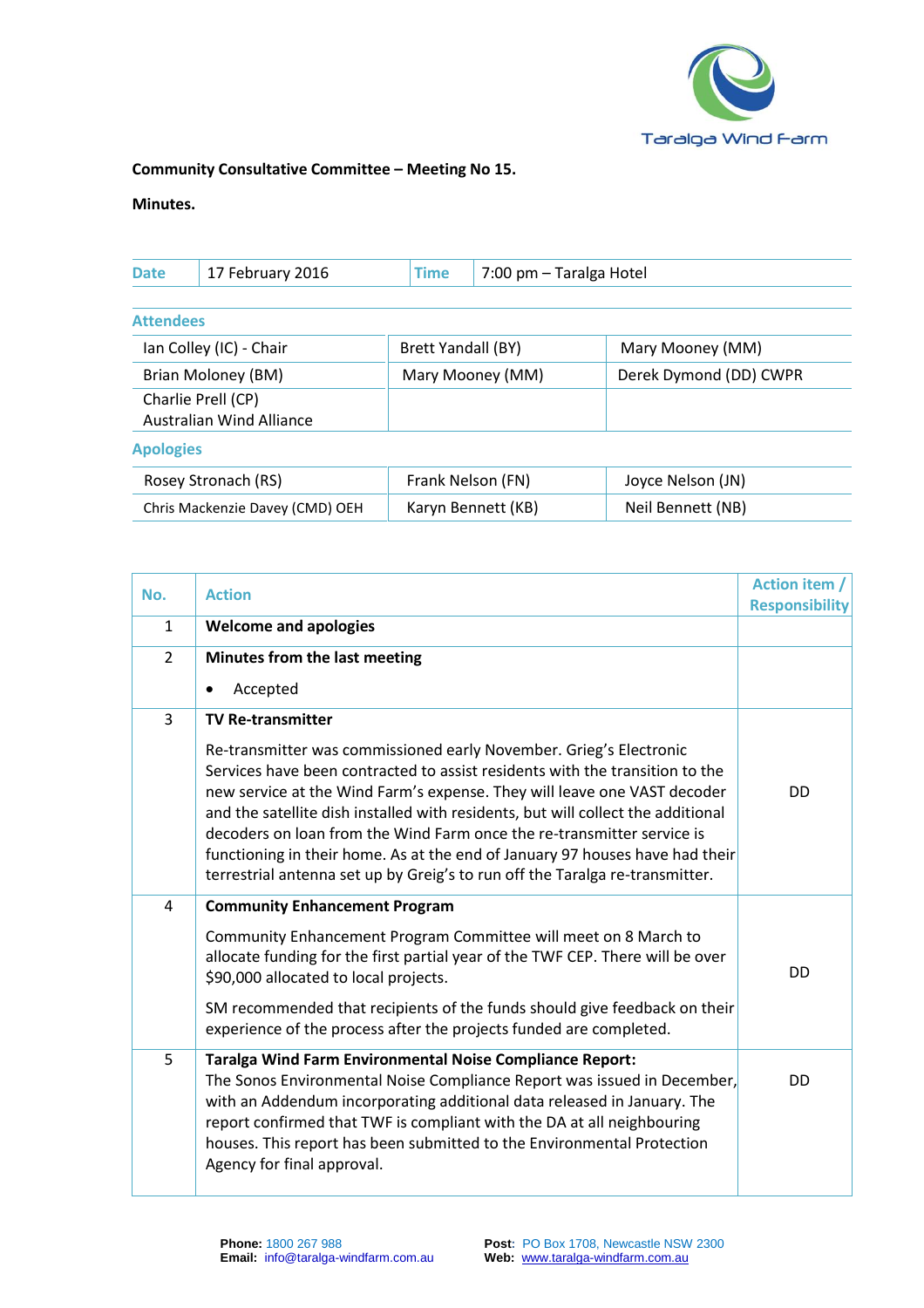**Community Consultative Committee – Meeting No 15.**

**Minutes.**

| Date | 17 February 2016 | Time | 7:00 pm – Taralga Hotel |
|---|---|---|---|

**Attendees**

| | | |
|---|---|---|
| Ian Colley (IC) - Chair | Brett Yandall (BY) | Mary Mooney (MM) |
| Brian Moloney (BM) | Mary Mooney (MM) | Derek Dymond (DD) CWPR |
| Charlie Prell (CP) Australian Wind Alliance | | |

**Apologies**

| | | |
|---|---|---|
| Rosey Stronach (RS) | Frank Nelson (FN) | Joyce Nelson (JN) |
| Chris Mackenzie Davey (CMD) OEH | Karyn Bennett (KB) | Neil Bennett (NB) |

| No. | Action | Action item / Responsibility |
|---|---|---|
| 1 | **Welcome and apologies** | |
| 2 | **Minutes from the last meeting**<br>• Accepted | |
| 3 | **TV Re-transmitter**<br>Re-transmitter was commissioned early November. Grieg's Electronic Services have been contracted to assist residents with the transition to the new service at the Wind Farm's expense. They will leave one VAST decoder and the satellite dish installed with residents, but will collect the additional decoders on loan from the Wind Farm once the re-transmitter service is functioning in their home. As at the end of January 97 houses have had their terrestrial antenna set up by Greig's to run off the Taralga re-transmitter. | DD |
| 4 | **Community Enhancement Program**<br>Community Enhancement Program Committee will meet on 8 March to allocate funding for the first partial year of the TWF CEP. There will be over $90,000 allocated to local projects.<br>SM recommended that recipients of the funds should give feedback on their experience of the process after the projects funded are completed. | DD |
| 5 | **Taralga Wind Farm Environmental Noise Compliance Report:**<br>The Sonos Environmental Noise Compliance Report was issued in December, with an Addendum incorporating additional data released in January. The report confirmed that TWF is compliant with the DA at all neighbouring houses. This report has been submitted to the Environmental Protection Agency for final approval. | DD |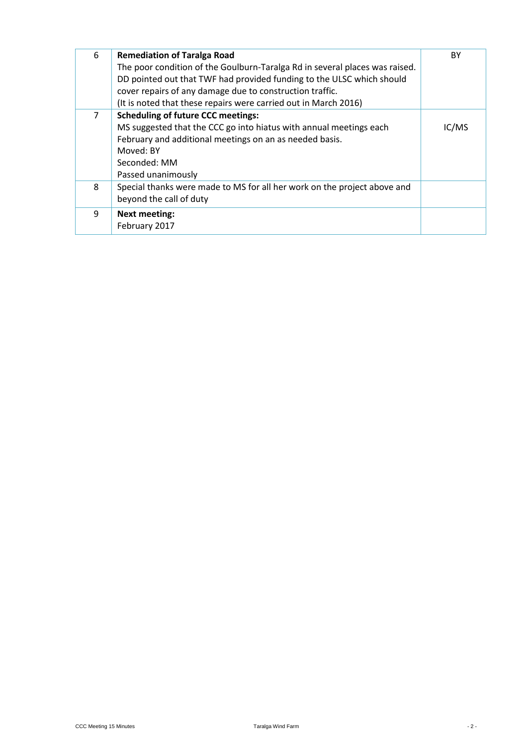| | | |
|---|---|---|
| 6 | **Remediation of Taralga Road**<br>The poor condition of the Goulburn-Taralga Rd in several places was raised. DD pointed out that TWF had provided funding to the ULSC which should cover repairs of any damage due to construction traffic.<br>(It is noted that these repairs were carried out in March 2016) | BY |
| 7 | **Scheduling of future CCC meetings:**<br>MS suggested that the CCC go into hiatus with annual meetings each February and additional meetings on an as needed basis.<br>Moved: BY<br>Seconded: MM<br>Passed unanimously | IC/MS |
| 8 | Special thanks were made to MS for all her work on the project above and beyond the call of duty | |
| 9 | **Next meeting:**<br>February 2017 | |